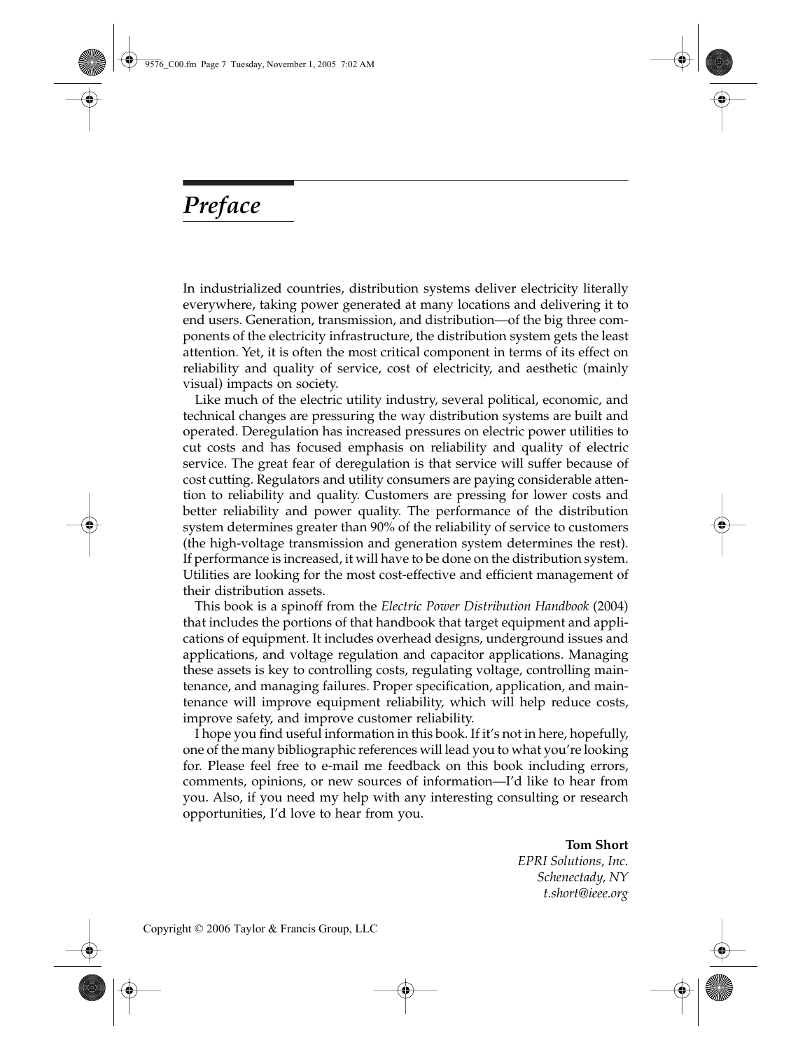# *Preface*

In industrialized countries, distribution systems deliver electricity literally everywhere, taking power generated at many locations and delivering it to end users. Generation, transmission, and distribution—of the big three components of the electricity infrastructure, the distribution system gets the least attention. Yet, it is often the most critical component in terms of its effect on reliability and quality of service, cost of electricity, and aesthetic (mainly visual) impacts on society.

Like much of the electric utility industry, several political, economic, and technical changes are pressuring the way distribution systems are built and operated. Deregulation has increased pressures on electric power utilities to cut costs and has focused emphasis on reliability and quality of electric service. The great fear of deregulation is that service will suffer because of cost cutting. Regulators and utility consumers are paying considerable attention to reliability and quality. Customers are pressing for lower costs and better reliability and power quality. The performance of the distribution system determines greater than 90% of the reliability of service to customers (the high-voltage transmission and generation system determines the rest). If performance is increased, it will have to be done on the distribution system. Utilities are looking for the most cost-effective and efficient management of their distribution assets.

This book is a spinoff from the *Electric Power Distribution Handbook* (2004) that includes the portions of that handbook that target equipment and applications of equipment. It includes overhead designs, underground issues and applications, and voltage regulation and capacitor applications. Managing these assets is key to controlling costs, regulating voltage, controlling maintenance, and managing failures. Proper specification, application, and maintenance will improve equipment reliability, which will help reduce costs, improve safety, and improve customer reliability.

I hope you find useful information in this book. If it's not in here, hopefully, one of the many bibliographic references will lead you to what you're looking for. Please feel free to e-mail me feedback on this book including errors, comments, opinions, or new sources of information—I'd like to hear from you. Also, if you need my help with any interesting consulting or research opportunities, I'd love to hear from you.

**Tom Short**
*EPRI Solutions, Inc.*
*Schenectady, NY*
*t.short@ieee.org*

Copyright © 2006 Taylor & Francis Group, LLC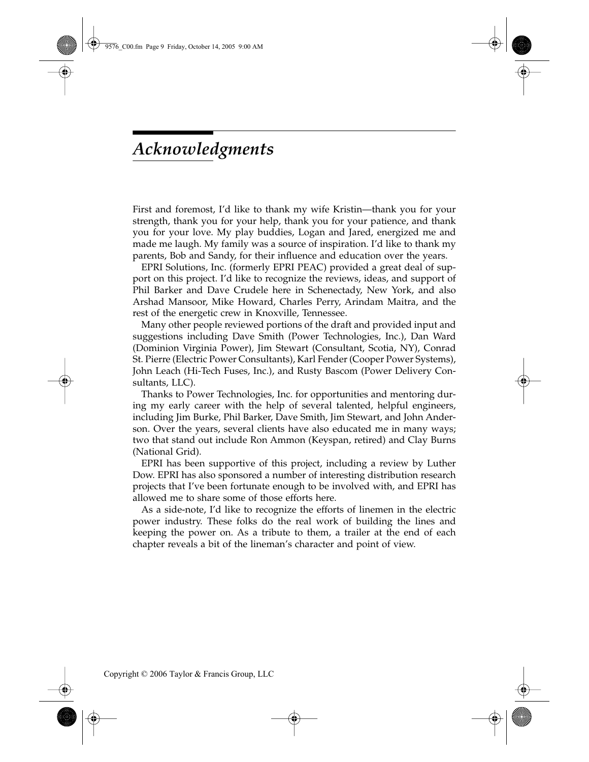# *Acknowledgments*

First and foremost, I'd like to thank my wife Kristin—thank you for your strength, thank you for your help, thank you for your patience, and thank you for your love. My play buddies, Logan and Jared, energized me and made me laugh. My family was a source of inspiration. I'd like to thank my parents, Bob and Sandy, for their influence and education over the years.

EPRI Solutions, Inc. (formerly EPRI PEAC) provided a great deal of support on this project. I'd like to recognize the reviews, ideas, and support of Phil Barker and Dave Crudele here in Schenectady, New York, and also Arshad Mansoor, Mike Howard, Charles Perry, Arindam Maitra, and the rest of the energetic crew in Knoxville, Tennessee.

Many other people reviewed portions of the draft and provided input and suggestions including Dave Smith (Power Technologies, Inc.), Dan Ward (Dominion Virginia Power), Jim Stewart (Consultant, Scotia, NY), Conrad St. Pierre (Electric Power Consultants), Karl Fender (Cooper Power Systems), John Leach (Hi-Tech Fuses, Inc.), and Rusty Bascom (Power Delivery Consultants, LLC).

Thanks to Power Technologies, Inc. for opportunities and mentoring during my early career with the help of several talented, helpful engineers, including Jim Burke, Phil Barker, Dave Smith, Jim Stewart, and John Anderson. Over the years, several clients have also educated me in many ways; two that stand out include Ron Ammon (Keyspan, retired) and Clay Burns (National Grid).

EPRI has been supportive of this project, including a review by Luther Dow. EPRI has also sponsored a number of interesting distribution research projects that I've been fortunate enough to be involved with, and EPRI has allowed me to share some of those efforts here.

As a side-note, I'd like to recognize the efforts of linemen in the electric power industry. These folks do the real work of building the lines and keeping the power on. As a tribute to them, a trailer at the end of each chapter reveals a bit of the lineman's character and point of view.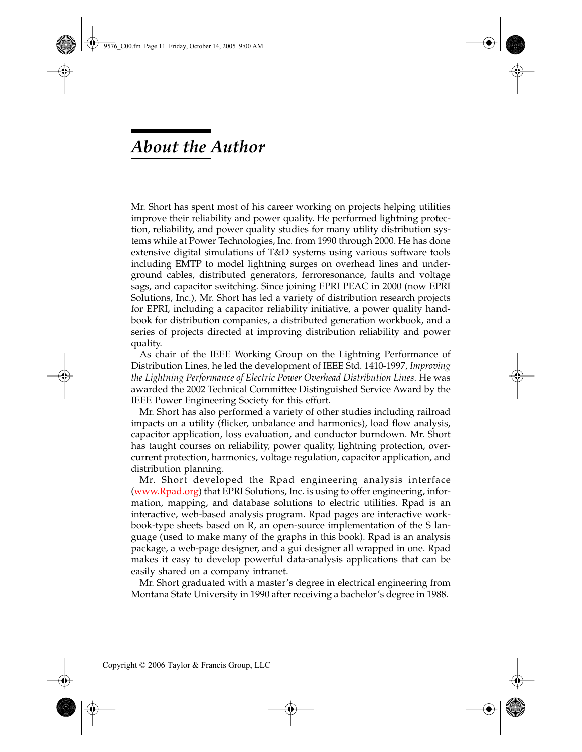# *About the Author*

Mr. Short has spent most of his career working on projects helping utilities improve their reliability and power quality. He performed lightning protection, reliability, and power quality studies for many utility distribution systems while at Power Technologies, Inc. from 1990 through 2000. He has done extensive digital simulations of T&D systems using various software tools including EMTP to model lightning surges on overhead lines and underground cables, distributed generators, ferroresonance, faults and voltage sags, and capacitor switching. Since joining EPRI PEAC in 2000 (now EPRI Solutions, Inc.), Mr. Short has led a variety of distribution research projects for EPRI, including a capacitor reliability initiative, a power quality handbook for distribution companies, a distributed generation workbook, and a series of projects directed at improving distribution reliability and power quality.

As chair of the IEEE Working Group on the Lightning Performance of Distribution Lines, he led the development of IEEE Std. 1410-1997, *Improving the Lightning Performance of Electric Power Overhead Distribution Lines*. He was awarded the 2002 Technical Committee Distinguished Service Award by the IEEE Power Engineering Society for this effort.

Mr. Short has also performed a variety of other studies including railroad impacts on a utility (flicker, unbalance and harmonics), load flow analysis, capacitor application, loss evaluation, and conductor burndown. Mr. Short has taught courses on reliability, power quality, lightning protection, overcurrent protection, harmonics, voltage regulation, capacitor application, and distribution planning.

Mr. Short developed the Rpad engineering analysis interface (www.Rpad.org) that EPRI Solutions, Inc. is using to offer engineering, information, mapping, and database solutions to electric utilities. Rpad is an interactive, web-based analysis program. Rpad pages are interactive workbook-type sheets based on R, an open-source implementation of the S language (used to make many of the graphs in this book). Rpad is an analysis package, a web-page designer, and a gui designer all wrapped in one. Rpad makes it easy to develop powerful data-analysis applications that can be easily shared on a company intranet.

Mr. Short graduated with a master's degree in electrical engineering from Montana State University in 1990 after receiving a bachelor's degree in 1988.